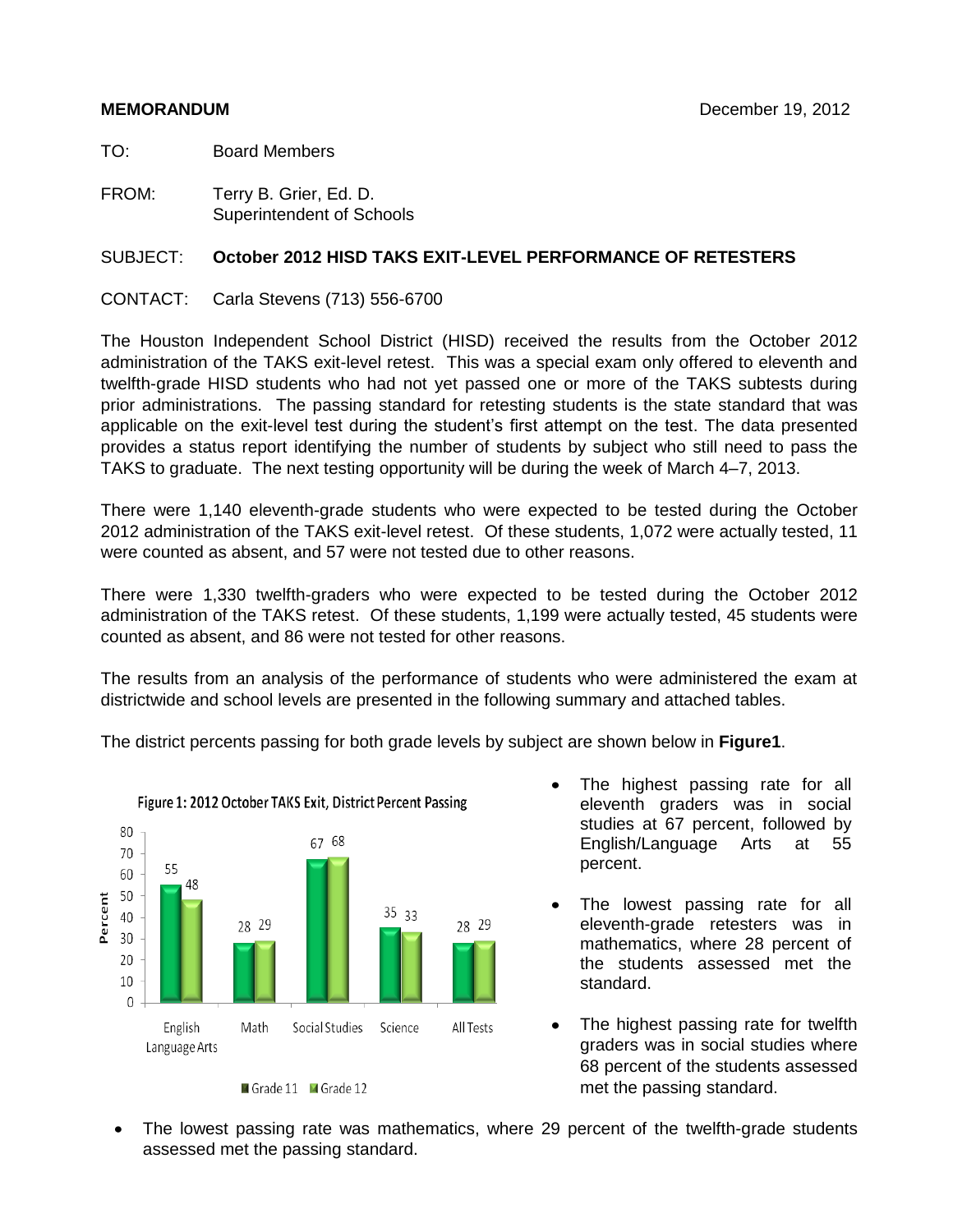**MEMORANDUM** December 19, 2012

TO: Board Members

FROM: Terry B. Grier, Ed. D.
Superintendent of Schools

SUBJECT: **October 2012 HISD TAKS EXIT-LEVEL PERFORMANCE OF RETESTERS**

CONTACT: Carla Stevens (713) 556-6700

The Houston Independent School District (HISD) received the results from the October 2012 administration of the TAKS exit-level retest. This was a special exam only offered to eleventh and twelfth-grade HISD students who had not yet passed one or more of the TAKS subtests during prior administrations. The passing standard for retesting students is the state standard that was applicable on the exit-level test during the student's first attempt on the test. The data presented provides a status report identifying the number of students by subject who still need to pass the TAKS to graduate. The next testing opportunity will be during the week of March 4–7, 2013.

There were 1,140 eleventh-grade students who were expected to be tested during the October 2012 administration of the TAKS exit-level retest. Of these students, 1,072 were actually tested, 11 were counted as absent, and 57 were not tested due to other reasons.

There were 1,330 twelfth-graders who were expected to be tested during the October 2012 administration of the TAKS retest. Of these students, 1,199 were actually tested, 45 students were counted as absent, and 86 were not tested for other reasons.

The results from an analysis of the performance of students who were administered the exam at districtwide and school levels are presented in the following summary and attached tables.

The district percents passing for both grade levels by subject are shown below in **Figure1**.

Figure 1: 2012 October TAKS Exit, District Percent Passing

| Subject | Grade 11 | Grade 12 |
|---|---|---|
| English Language Arts | 55 | 48 |
| Math | 28 | 29 |
| Social Studies | 67 | 68 |
| Science | 35 | 33 |
| All Tests | 28 | 29 |

- The highest passing rate for all eleventh graders was in social studies at 67 percent, followed by English/Language Arts at 55 percent.
- The lowest passing rate for all eleventh-grade retesters was in mathematics, where 28 percent of the students assessed met the standard.
- The highest passing rate for twelfth graders was in social studies where 68 percent of the students assessed met the passing standard.
- The lowest passing rate was mathematics, where 29 percent of the twelfth-grade students assessed met the passing standard.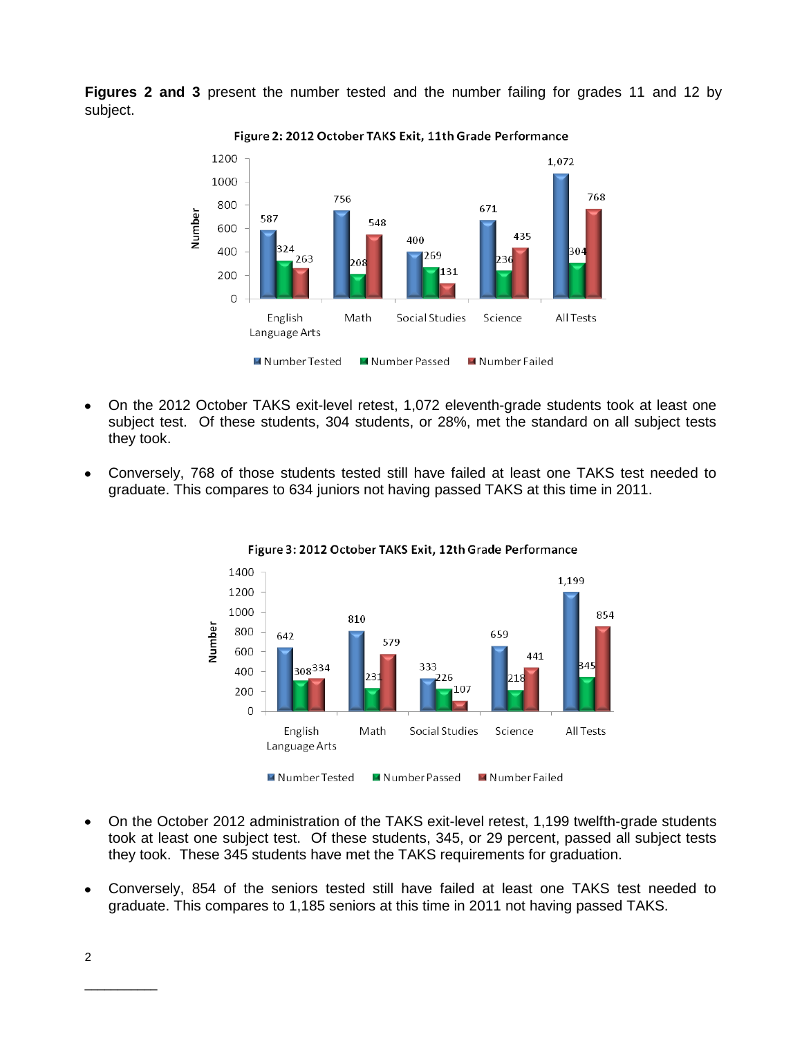**Figures 2 and 3** present the number tested and the number failing for grades 11 and 12 by subject.

Figure 2: 2012 October TAKS Exit, 11th Grade Performance

| | English Language Arts | Math | Social Studies | Science | All Tests |
|---|---|---|---|---|---|
| Number Tested | 587 | 756 | 400 | 671 | 1,072 |
| Number Passed | 324 | 208 | 269 | 236 | 304 |
| Number Failed | 263 | 548 | 131 | 435 | 768 |

- On the 2012 October TAKS exit-level retest, 1,072 eleventh-grade students took at least one subject test. Of these students, 304 students, or 28%, met the standard on all subject tests they took.
- Conversely, 768 of those students tested still have failed at least one TAKS test needed to graduate. This compares to 634 juniors not having passed TAKS at this time in 2011.

Figure 3: 2012 October TAKS Exit, 12th Grade Performance

| | English Language Arts | Math | Social Studies | Science | All Tests |
|---|---|---|---|---|---|
| Number Tested | 642 | 810 | 333 | 659 | 1,199 |
| Number Passed | 308 | 231 | 226 | 218 | 345 |
| Number Failed | 334 | 579 | 107 | 441 | 854 |

- On the October 2012 administration of the TAKS exit-level retest, 1,199 twelfth-grade students took at least one subject test. Of these students, 345, or 29 percent, passed all subject tests they took. These 345 students have met the TAKS requirements for graduation.
- Conversely, 854 of the seniors tested still have failed at least one TAKS test needed to graduate. This compares to 1,185 seniors at this time in 2011 not having passed TAKS.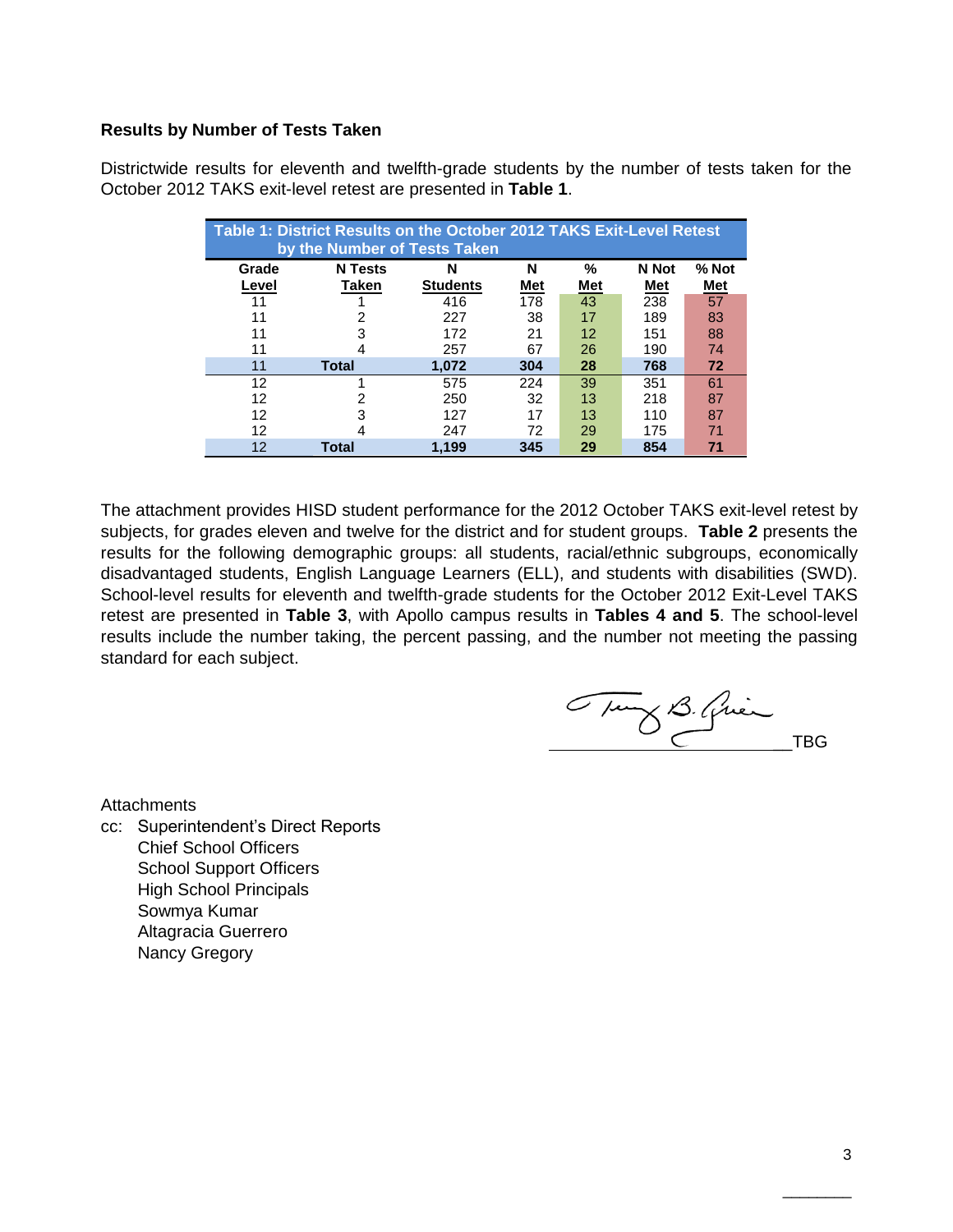**Results by Number of Tests Taken**

Districtwide results for eleventh and twelfth-grade students by the number of tests taken for the October 2012 TAKS exit-level retest are presented in **Table 1**.

**Table 1: District Results on the October 2012 TAKS Exit-Level Retest by the Number of Tests Taken**

| Grade Level | N Tests Taken | N Students | N Met | % Met | N Not Met | % Not Met |
|---|---|---|---|---|---|---|
| 11 | 1 | 416 | 178 | 43 | 238 | 57 |
| 11 | 2 | 227 | 38 | 17 | 189 | 83 |
| 11 | 3 | 172 | 21 | 12 | 151 | 88 |
| 11 | 4 | 257 | 67 | 26 | 190 | 74 |
| **11** | **Total** | **1,072** | **304** | **28** | **768** | **72** |
| 12 | 1 | 575 | 224 | 39 | 351 | 61 |
| 12 | 2 | 250 | 32 | 13 | 218 | 87 |
| 12 | 3 | 127 | 17 | 13 | 110 | 87 |
| 12 | 4 | 247 | 72 | 29 | 175 | 71 |
| **12** | **Total** | **1,199** | **345** | **29** | **854** | **71** |

The attachment provides HISD student performance for the 2012 October TAKS exit-level retest by subjects, for grades eleven and twelve for the district and for student groups. **Table 2** presents the results for the following demographic groups: all students, racial/ethnic subgroups, economically disadvantaged students, English Language Learners (ELL), and students with disabilities (SWD). School-level results for eleventh and twelfth-grade students for the October 2012 Exit-Level TAKS retest are presented in **Table 3**, with Apollo campus results in **Tables 4 and 5**. The school-level results include the number taking, the percent passing, and the number not meeting the passing standard for each subject.

TBG

Attachments

cc: Superintendent's Direct Reports
Chief School Officers
School Support Officers
High School Principals
Sowmya Kumar
Altagracia Guerrero
Nancy Gregory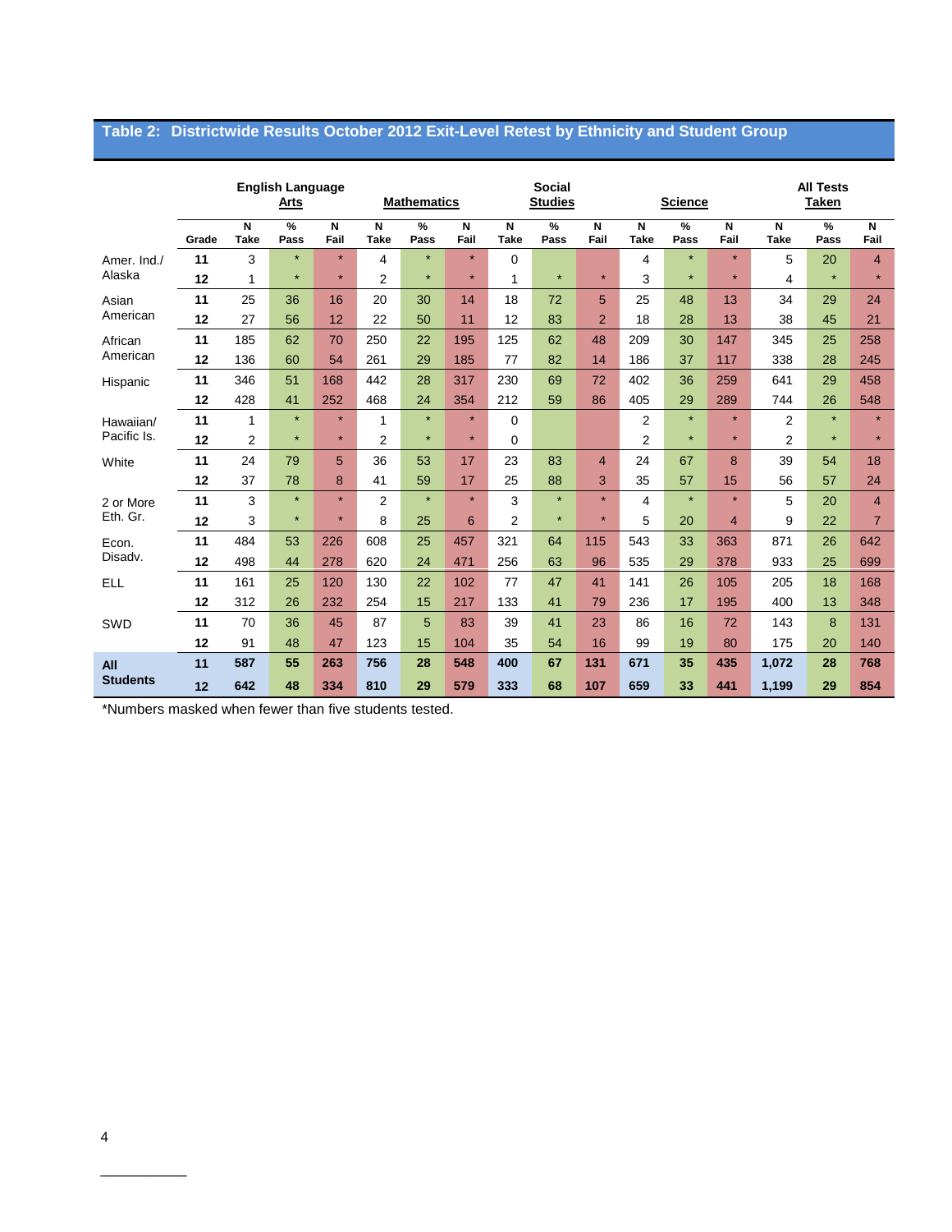## Table 2: Districtwide Results October 2012 Exit-Level Retest by Ethnicity and Student Group

| | | English Language Arts | | | Mathematics | | | Social Studies | | | Science | | | All Tests Taken | | |
|---|---|---|---|---|---|---|---|---|---|---|---|---|---|---|---|---|
| | Grade | N Take | % Pass | N Fail | N Take | % Pass | N Fail | N Take | % Pass | N Fail | N Take | % Pass | N Fail | N Take | % Pass | N Fail |
| Amer. Ind./ Alaska | 11 | 3 | * | * | 4 | * | * | 0 | | | 4 | * | * | 5 | 20 | 4 |
| | 12 | 1 | * | * | 2 | * | * | 1 | * | * | 3 | * | * | 4 | * | * |
| Asian American | 11 | 25 | 36 | 16 | 20 | 30 | 14 | 18 | 72 | 5 | 25 | 48 | 13 | 34 | 29 | 24 |
| | 12 | 27 | 56 | 12 | 22 | 50 | 11 | 12 | 83 | 2 | 18 | 28 | 13 | 38 | 45 | 21 |
| African American | 11 | 185 | 62 | 70 | 250 | 22 | 195 | 125 | 62 | 48 | 209 | 30 | 147 | 345 | 25 | 258 |
| | 12 | 136 | 60 | 54 | 261 | 29 | 185 | 77 | 82 | 14 | 186 | 37 | 117 | 338 | 28 | 245 |
| Hispanic | 11 | 346 | 51 | 168 | 442 | 28 | 317 | 230 | 69 | 72 | 402 | 36 | 259 | 641 | 29 | 458 |
| | 12 | 428 | 41 | 252 | 468 | 24 | 354 | 212 | 59 | 86 | 405 | 29 | 289 | 744 | 26 | 548 |
| Hawaiian/ Pacific Is. | 11 | 1 | * | * | 1 | * | * | 0 | | | 2 | * | * | 2 | * | * |
| | 12 | 2 | * | * | 2 | * | * | 0 | | | 2 | * | * | 2 | * | * |
| White | 11 | 24 | 79 | 5 | 36 | 53 | 17 | 23 | 83 | 4 | 24 | 67 | 8 | 39 | 54 | 18 |
| | 12 | 37 | 78 | 8 | 41 | 59 | 17 | 25 | 88 | 3 | 35 | 57 | 15 | 56 | 57 | 24 |
| 2 or More Eth. Gr. | 11 | 3 | * | * | 2 | * | * | 3 | * | * | 4 | * | * | 5 | 20 | 4 |
| | 12 | 3 | * | * | 8 | 25 | 6 | 2 | * | * | 5 | 20 | 4 | 9 | 22 | 7 |
| Econ. Disadv. | 11 | 484 | 53 | 226 | 608 | 25 | 457 | 321 | 64 | 115 | 543 | 33 | 363 | 871 | 26 | 642 |
| | 12 | 498 | 44 | 278 | 620 | 24 | 471 | 256 | 63 | 96 | 535 | 29 | 378 | 933 | 25 | 699 |
| ELL | 11 | 161 | 25 | 120 | 130 | 22 | 102 | 77 | 47 | 41 | 141 | 26 | 105 | 205 | 18 | 168 |
| | 12 | 312 | 26 | 232 | 254 | 15 | 217 | 133 | 41 | 79 | 236 | 17 | 195 | 400 | 13 | 348 |
| SWD | 11 | 70 | 36 | 45 | 87 | 5 | 83 | 39 | 41 | 23 | 86 | 16 | 72 | 143 | 8 | 131 |
| | 12 | 91 | 48 | 47 | 123 | 15 | 104 | 35 | 54 | 16 | 99 | 19 | 80 | 175 | 20 | 140 |
| **All Students** | **11** | **587** | **55** | **263** | **756** | **28** | **548** | **400** | **67** | **131** | **671** | **35** | **435** | **1,072** | **28** | **768** |
| | **12** | **642** | **48** | **334** | **810** | **29** | **579** | **333** | **68** | **107** | **659** | **33** | **441** | **1,199** | **29** | **854** |

*Numbers masked when fewer than five students tested.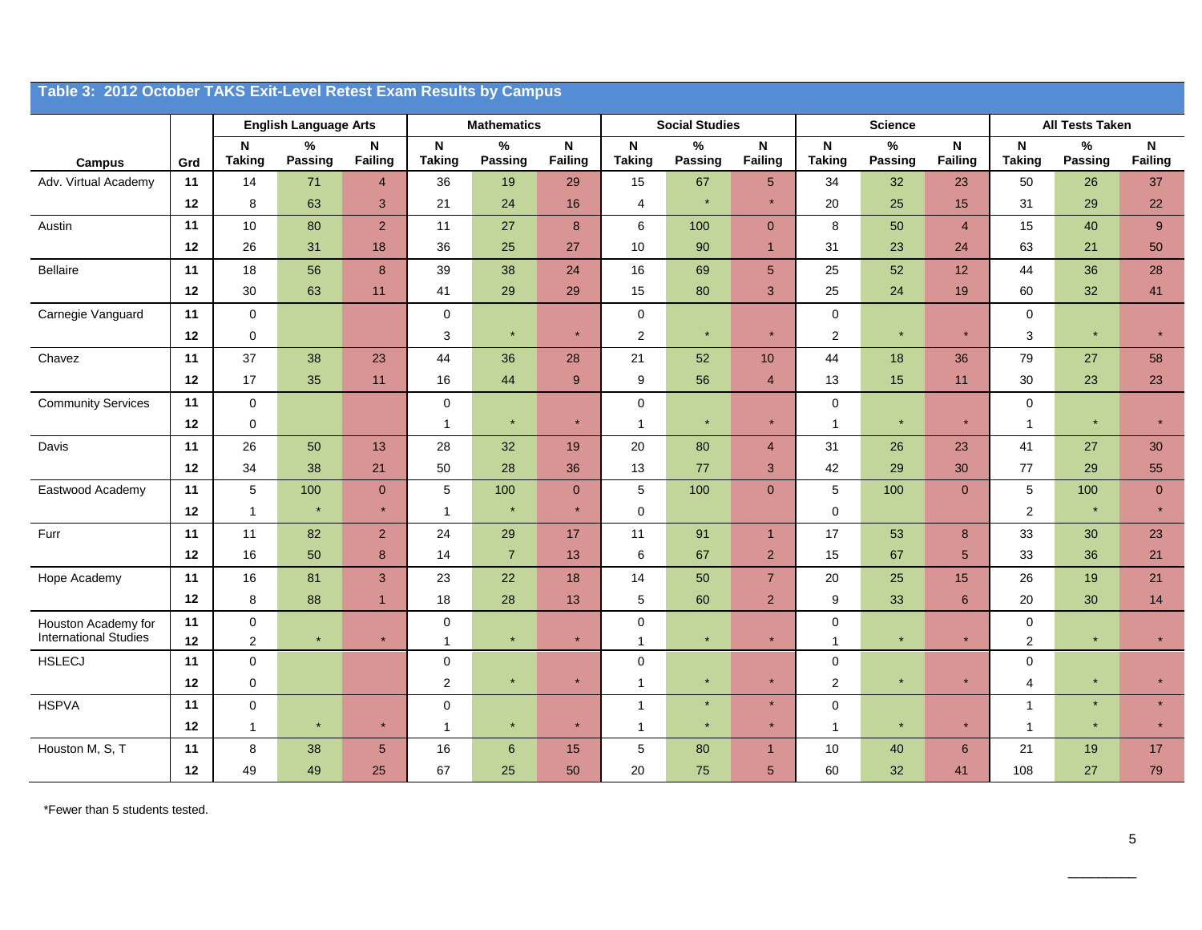## Table 3: 2012 October TAKS Exit-Level Retest Exam Results by Campus

| Campus | Grd | English Language Arts | | | Mathematics | | | Social Studies | | | Science | | | All Tests Taken | | |
|---|---|---|---|---|---|---|---|---|---|---|---|---|---|---|---|---|
| | | N Taking | % Passing | N Failing | N Taking | % Passing | N Failing | N Taking | % Passing | N Failing | N Taking | % Passing | N Failing | N Taking | % Passing | N Failing |
| Adv. Virtual Academy | 11 | 14 | 71 | 4 | 36 | 19 | 29 | 15 | 67 | 5 | 34 | 32 | 23 | 50 | 26 | 37 |
| | 12 | 8 | 63 | 3 | 21 | 24 | 16 | 4 | * | * | 20 | 25 | 15 | 31 | 29 | 22 |
| Austin | 11 | 10 | 80 | 2 | 11 | 27 | 8 | 6 | 100 | 0 | 8 | 50 | 4 | 15 | 40 | 9 |
| | 12 | 26 | 31 | 18 | 36 | 25 | 27 | 10 | 90 | 1 | 31 | 23 | 24 | 63 | 21 | 50 |
| Bellaire | 11 | 18 | 56 | 8 | 39 | 38 | 24 | 16 | 69 | 5 | 25 | 52 | 12 | 44 | 36 | 28 |
| | 12 | 30 | 63 | 11 | 41 | 29 | 29 | 15 | 80 | 3 | 25 | 24 | 19 | 60 | 32 | 41 |
| Carnegie Vanguard | 11 | 0 | | | 0 | | | 0 | | | 0 | | | 0 | | |
| | 12 | 0 | | | 3 | * | * | 2 | * | * | 2 | * | * | 3 | * | * |
| Chavez | 11 | 37 | 38 | 23 | 44 | 36 | 28 | 21 | 52 | 10 | 44 | 18 | 36 | 79 | 27 | 58 |
| | 12 | 17 | 35 | 11 | 16 | 44 | 9 | 9 | 56 | 4 | 13 | 15 | 11 | 30 | 23 | 23 |
| Community Services | 11 | 0 | | | 0 | | | 0 | | | 0 | | | 0 | | |
| | 12 | 0 | | | 1 | * | * | 1 | * | * | 1 | * | * | 1 | * | * |
| Davis | 11 | 26 | 50 | 13 | 28 | 32 | 19 | 20 | 80 | 4 | 31 | 26 | 23 | 41 | 27 | 30 |
| | 12 | 34 | 38 | 21 | 50 | 28 | 36 | 13 | 77 | 3 | 42 | 29 | 30 | 77 | 29 | 55 |
| Eastwood Academy | 11 | 5 | 100 | 0 | 5 | 100 | 0 | 5 | 100 | 0 | 5 | 100 | 0 | 5 | 100 | 0 |
| | 12 | 1 | * | * | 1 | * | * | 0 | | | 0 | | | 2 | * | * |
| Furr | 11 | 11 | 82 | 2 | 24 | 29 | 17 | 11 | 91 | 1 | 17 | 53 | 8 | 33 | 30 | 23 |
| | 12 | 16 | 50 | 8 | 14 | 7 | 13 | 6 | 67 | 2 | 15 | 67 | 5 | 33 | 36 | 21 |
| Hope Academy | 11 | 16 | 81 | 3 | 23 | 22 | 18 | 14 | 50 | 7 | 20 | 25 | 15 | 26 | 19 | 21 |
| | 12 | 8 | 88 | 1 | 18 | 28 | 13 | 5 | 60 | 2 | 9 | 33 | 6 | 20 | 30 | 14 |
| Houston Academy for International Studies | 11 | 0 | | | 0 | | | 0 | | | 0 | | | 0 | | |
| | 12 | 2 | * | * | 1 | * | * | 1 | * | * | 1 | * | * | 2 | * | * |
| HSLECJ | 11 | 0 | | | 0 | | | 0 | | | 0 | | | 0 | | |
| | 12 | 0 | | | 2 | * | * | 1 | * | * | 2 | * | * | 4 | * | * |
| HSPVA | 11 | 0 | | | 0 | | | 1 | * | * | 0 | | | 1 | * | * |
| | 12 | 1 | * | * | 1 | * | * | 1 | * | * | 1 | * | * | 1 | * | * |
| Houston M, S, T | 11 | 8 | 38 | 5 | 16 | 6 | 15 | 5 | 80 | 1 | 10 | 40 | 6 | 21 | 19 | 17 |
| | 12 | 49 | 49 | 25 | 67 | 25 | 50 | 20 | 75 | 5 | 60 | 32 | 41 | 108 | 27 | 79 |

*Fewer than 5 students tested.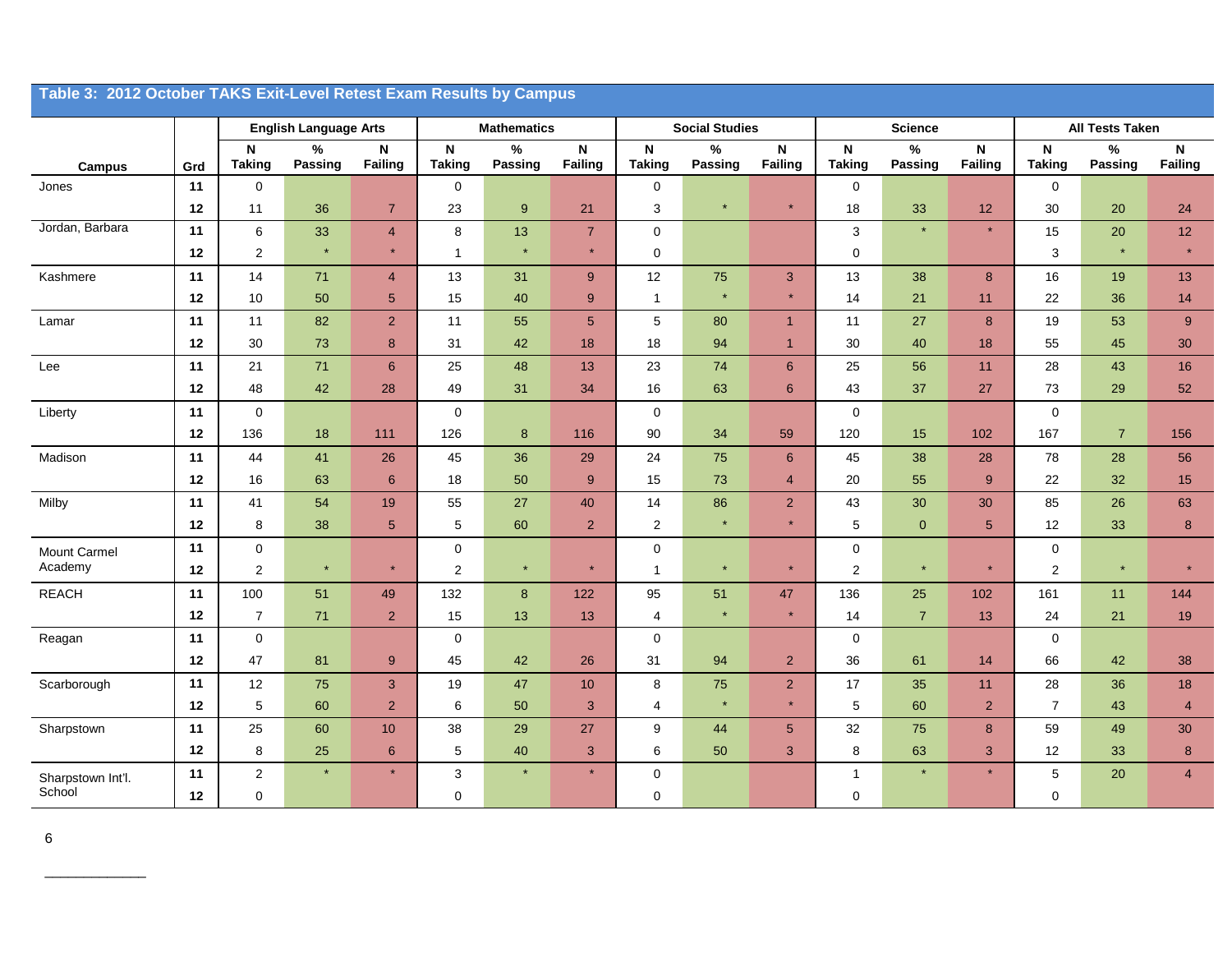## Table 3: 2012 October TAKS Exit-Level Retest Exam Results by Campus

| Campus | Grd | English Language Arts | | | Mathematics | | | Social Studies | | | Science | | | All Tests Taken | | |
|---|---|---|---|---|---|---|---|---|---|---|---|---|---|---|---|---|
| | | N Taking | % Passing | N Failing | N Taking | % Passing | N Failing | N Taking | % Passing | N Failing | N Taking | % Passing | N Failing | N Taking | % Passing | N Failing |
| Jones | 11 | 0 | | | 0 | | | 0 | | | 0 | | | 0 | | |
| | 12 | 11 | 36 | 7 | 23 | 9 | 21 | 3 | * | * | 18 | 33 | 12 | 30 | 20 | 24 |
| Jordan, Barbara | 11 | 6 | 33 | 4 | 8 | 13 | 7 | 0 | | | 3 | * | * | 15 | 20 | 12 |
| | 12 | 2 | * | * | 1 | * | * | 0 | | | 0 | | | 3 | * | * |
| Kashmere | 11 | 14 | 71 | 4 | 13 | 31 | 9 | 12 | 75 | 3 | 13 | 38 | 8 | 16 | 19 | 13 |
| | 12 | 10 | 50 | 5 | 15 | 40 | 9 | 1 | * | * | 14 | 21 | 11 | 22 | 36 | 14 |
| Lamar | 11 | 11 | 82 | 2 | 11 | 55 | 5 | 5 | 80 | 1 | 11 | 27 | 8 | 19 | 53 | 9 |
| | 12 | 30 | 73 | 8 | 31 | 42 | 18 | 18 | 94 | 1 | 30 | 40 | 18 | 55 | 45 | 30 |
| Lee | 11 | 21 | 71 | 6 | 25 | 48 | 13 | 23 | 74 | 6 | 25 | 56 | 11 | 28 | 43 | 16 |
| | 12 | 48 | 42 | 28 | 49 | 31 | 34 | 16 | 63 | 6 | 43 | 37 | 27 | 73 | 29 | 52 |
| Liberty | 11 | 0 | | | 0 | | | 0 | | | 0 | | | 0 | | |
| | 12 | 136 | 18 | 111 | 126 | 8 | 116 | 90 | 34 | 59 | 120 | 15 | 102 | 167 | 7 | 156 |
| Madison | 11 | 44 | 41 | 26 | 45 | 36 | 29 | 24 | 75 | 6 | 45 | 38 | 28 | 78 | 28 | 56 |
| | 12 | 16 | 63 | 6 | 18 | 50 | 9 | 15 | 73 | 4 | 20 | 55 | 9 | 22 | 32 | 15 |
| Milby | 11 | 41 | 54 | 19 | 55 | 27 | 40 | 14 | 86 | 2 | 43 | 30 | 30 | 85 | 26 | 63 |
| | 12 | 8 | 38 | 5 | 5 | 60 | 2 | 2 | * | * | 5 | 0 | 5 | 12 | 33 | 8 |
| Mount Carmel Academy | 11 | 0 | | | 0 | | | 0 | | | 0 | | | 0 | | |
| | 12 | 2 | * | * | 2 | * | * | 1 | * | * | 2 | * | * | 2 | * | * |
| REACH | 11 | 100 | 51 | 49 | 132 | 8 | 122 | 95 | 51 | 47 | 136 | 25 | 102 | 161 | 11 | 144 |
| | 12 | 7 | 71 | 2 | 15 | 13 | 13 | 4 | * | * | 14 | 7 | 13 | 24 | 21 | 19 |
| Reagan | 11 | 0 | | | 0 | | | 0 | | | 0 | | | 0 | | |
| | 12 | 47 | 81 | 9 | 45 | 42 | 26 | 31 | 94 | 2 | 36 | 61 | 14 | 66 | 42 | 38 |
| Scarborough | 11 | 12 | 75 | 3 | 19 | 47 | 10 | 8 | 75 | 2 | 17 | 35 | 11 | 28 | 36 | 18 |
| | 12 | 5 | 60 | 2 | 6 | 50 | 3 | 4 | * | * | 5 | 60 | 2 | 7 | 43 | 4 |
| Sharpstown | 11 | 25 | 60 | 10 | 38 | 29 | 27 | 9 | 44 | 5 | 32 | 75 | 8 | 59 | 49 | 30 |
| | 12 | 8 | 25 | 6 | 5 | 40 | 3 | 6 | 50 | 3 | 8 | 63 | 3 | 12 | 33 | 8 |
| Sharpstown Int'l. School | 11 | 2 | * | * | 3 | * | * | 0 | | | 1 | * | * | 5 | 20 | 4 |
| | 12 | 0 | | | 0 | | | 0 | | | 0 | | | 0 | | |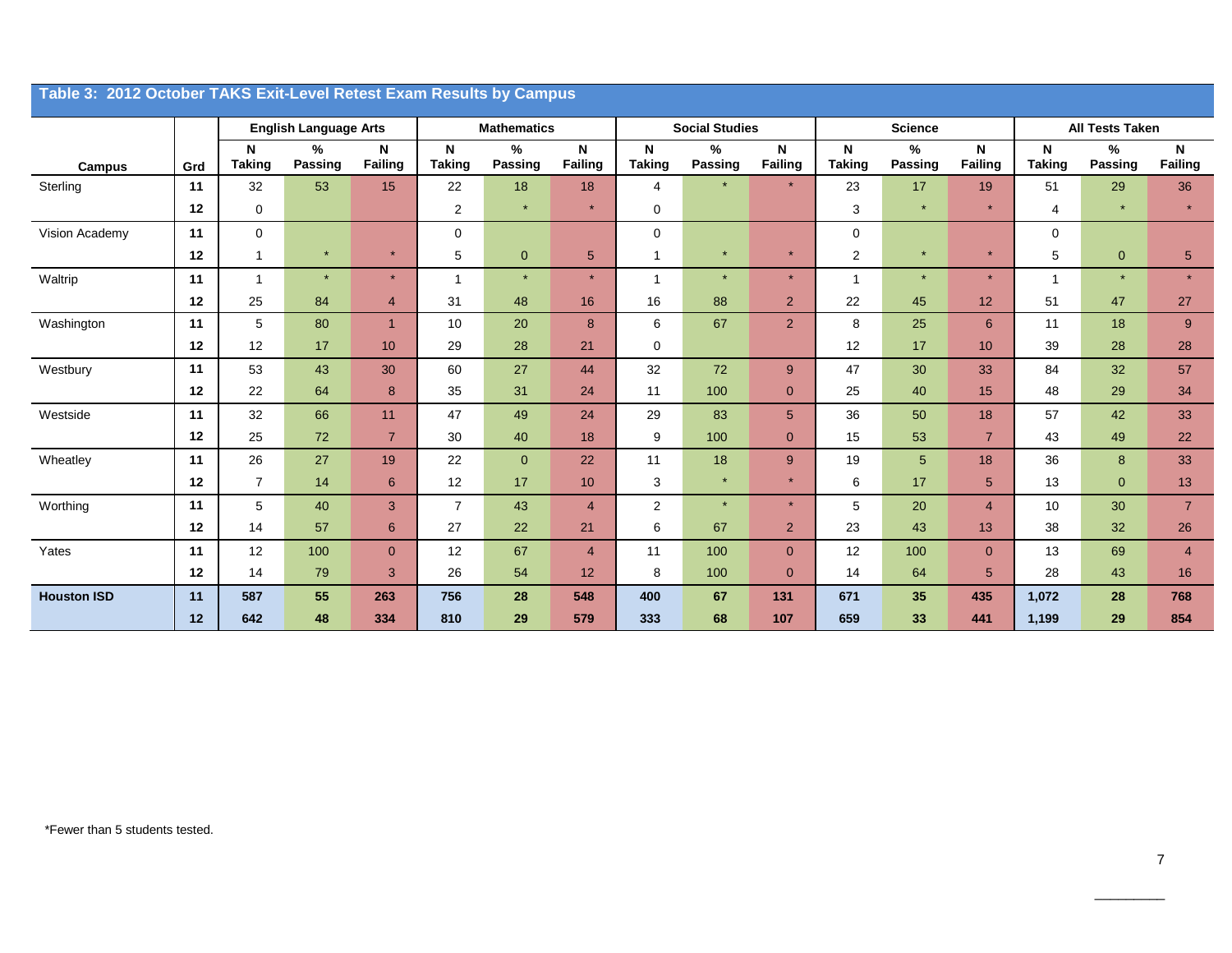## Table 3: 2012 October TAKS Exit-Level Retest Exam Results by Campus

| Campus | Grd | English Language Arts | | | Mathematics | | | Social Studies | | | Science | | | All Tests Taken | | |
|---|---|---|---|---|---|---|---|---|---|---|---|---|---|---|---|---|
| | | N Taking | % Passing | N Failing | N Taking | % Passing | N Failing | N Taking | % Passing | N Failing | N Taking | % Passing | N Failing | N Taking | % Passing | N Failing |
| Sterling | 11 | 32 | 53 | 15 | 22 | 18 | 18 | 4 | * | * | 23 | 17 | 19 | 51 | 29 | 36 |
| | 12 | 0 | | | 2 | * | * | 0 | | | 3 | * | * | 4 | * | * |
| Vision Academy | 11 | 0 | | | 0 | | | 0 | | | 0 | | | 0 | | |
| | 12 | 1 | * | * | 5 | 0 | 5 | 1 | * | * | 2 | * | * | 5 | 0 | 5 |
| Waltrip | 11 | 1 | * | * | 1 | * | * | 1 | * | * | 1 | * | * | 1 | * | * |
| | 12 | 25 | 84 | 4 | 31 | 48 | 16 | 16 | 88 | 2 | 22 | 45 | 12 | 51 | 47 | 27 |
| Washington | 11 | 5 | 80 | 1 | 10 | 20 | 8 | 6 | 67 | 2 | 8 | 25 | 6 | 11 | 18 | 9 |
| | 12 | 12 | 17 | 10 | 29 | 28 | 21 | 0 | | | 12 | 17 | 10 | 39 | 28 | 28 |
| Westbury | 11 | 53 | 43 | 30 | 60 | 27 | 44 | 32 | 72 | 9 | 47 | 30 | 33 | 84 | 32 | 57 |
| | 12 | 22 | 64 | 8 | 35 | 31 | 24 | 11 | 100 | 0 | 25 | 40 | 15 | 48 | 29 | 34 |
| Westside | 11 | 32 | 66 | 11 | 47 | 49 | 24 | 29 | 83 | 5 | 36 | 50 | 18 | 57 | 42 | 33 |
| | 12 | 25 | 72 | 7 | 30 | 40 | 18 | 9 | 100 | 0 | 15 | 53 | 7 | 43 | 49 | 22 |
| Wheatley | 11 | 26 | 27 | 19 | 22 | 0 | 22 | 11 | 18 | 9 | 19 | 5 | 18 | 36 | 8 | 33 |
| | 12 | 7 | 14 | 6 | 12 | 17 | 10 | 3 | * | * | 6 | 17 | 5 | 13 | 0 | 13 |
| Worthing | 11 | 5 | 40 | 3 | 7 | 43 | 4 | 2 | * | * | 5 | 20 | 4 | 10 | 30 | 7 |
| | 12 | 14 | 57 | 6 | 27 | 22 | 21 | 6 | 67 | 2 | 23 | 43 | 13 | 38 | 32 | 26 |
| Yates | 11 | 12 | 100 | 0 | 12 | 67 | 4 | 11 | 100 | 0 | 12 | 100 | 0 | 13 | 69 | 4 |
| | 12 | 14 | 79 | 3 | 26 | 54 | 12 | 8 | 100 | 0 | 14 | 64 | 5 | 28 | 43 | 16 |
| **Houston ISD** | **11** | **587** | **55** | **263** | **756** | **28** | **548** | **400** | **67** | **131** | **671** | **35** | **435** | **1,072** | **28** | **768** |
| | **12** | **642** | **48** | **334** | **810** | **29** | **579** | **333** | **68** | **107** | **659** | **33** | **441** | **1,199** | **29** | **854** |

*Fewer than 5 students tested.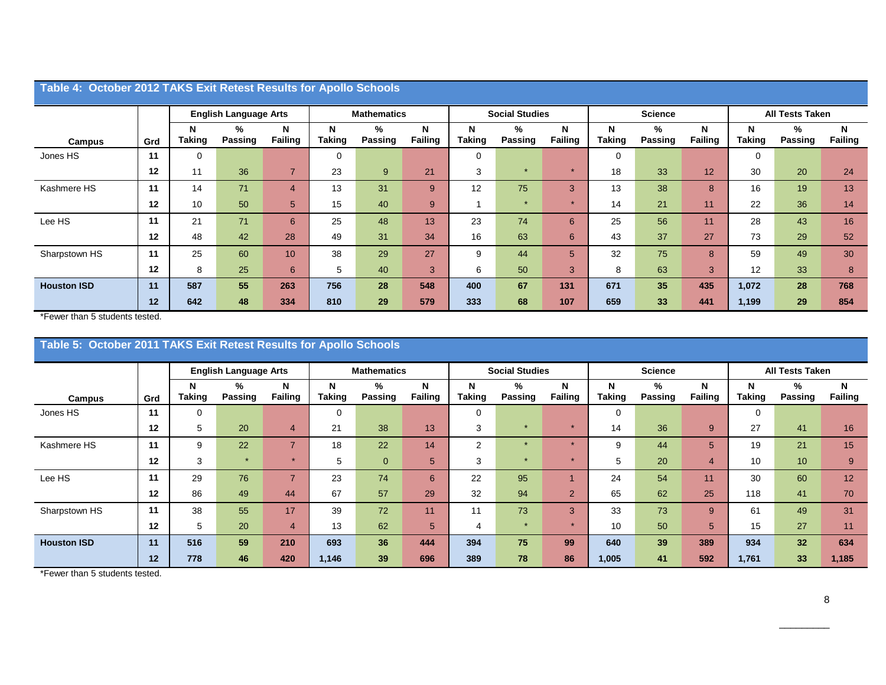## Table 4: October 2012 TAKS Exit Retest Results for Apollo Schools

| Campus | Grd | English Language Arts | | | Mathematics | | | Social Studies | | | Science | | | All Tests Taken | | |
|---|---|---|---|---|---|---|---|---|---|---|---|---|---|---|---|---|
| | | N Taking | % Passing | N Failing | N Taking | % Passing | N Failing | N Taking | % Passing | N Failing | N Taking | % Passing | N Failing | N Taking | % Passing | N Failing |
| Jones HS | 11 | 0 | | | 0 | | | 0 | | | 0 | | | 0 | | |
| | 12 | 11 | 36 | 7 | 23 | 9 | 21 | 3 | * | * | 18 | 33 | 12 | 30 | 20 | 24 |
| Kashmere HS | 11 | 14 | 71 | 4 | 13 | 31 | 9 | 12 | 75 | 3 | 13 | 38 | 8 | 16 | 19 | 13 |
| | 12 | 10 | 50 | 5 | 15 | 40 | 9 | 1 | * | * | 14 | 21 | 11 | 22 | 36 | 14 |
| Lee HS | 11 | 21 | 71 | 6 | 25 | 48 | 13 | 23 | 74 | 6 | 25 | 56 | 11 | 28 | 43 | 16 |
| | 12 | 48 | 42 | 28 | 49 | 31 | 34 | 16 | 63 | 6 | 43 | 37 | 27 | 73 | 29 | 52 |
| Sharpstown HS | 11 | 25 | 60 | 10 | 38 | 29 | 27 | 9 | 44 | 5 | 32 | 75 | 8 | 59 | 49 | 30 |
| | 12 | 8 | 25 | 6 | 5 | 40 | 3 | 6 | 50 | 3 | 8 | 63 | 3 | 12 | 33 | 8 |
| **Houston ISD** | **11** | **587** | **55** | **263** | **756** | **28** | **548** | **400** | **67** | **131** | **671** | **35** | **435** | **1,072** | **28** | **768** |
| | **12** | **642** | **48** | **334** | **810** | **29** | **579** | **333** | **68** | **107** | **659** | **33** | **441** | **1,199** | **29** | **854** |

*Fewer than 5 students tested.

## Table 5: October 2011 TAKS Exit Retest Results for Apollo Schools

| Campus | Grd | English Language Arts | | | Mathematics | | | Social Studies | | | Science | | | All Tests Taken | | |
|---|---|---|---|---|---|---|---|---|---|---|---|---|---|---|---|---|
| | | N Taking | % Passing | N Failing | N Taking | % Passing | N Failing | N Taking | % Passing | N Failing | N Taking | % Passing | N Failing | N Taking | % Passing | N Failing |
| Jones HS | 11 | 0 | | | 0 | | | 0 | | | 0 | | | 0 | | |
| | 12 | 5 | 20 | 4 | 21 | 38 | 13 | 3 | * | * | 14 | 36 | 9 | 27 | 41 | 16 |
| Kashmere HS | 11 | 9 | 22 | 7 | 18 | 22 | 14 | 2 | * | * | 9 | 44 | 5 | 19 | 21 | 15 |
| | 12 | 3 | * | * | 5 | 0 | 5 | 3 | * | * | 5 | 20 | 4 | 10 | 10 | 9 |
| Lee HS | 11 | 29 | 76 | 7 | 23 | 74 | 6 | 22 | 95 | 1 | 24 | 54 | 11 | 30 | 60 | 12 |
| | 12 | 86 | 49 | 44 | 67 | 57 | 29 | 32 | 94 | 2 | 65 | 62 | 25 | 118 | 41 | 70 |
| Sharpstown HS | 11 | 38 | 55 | 17 | 39 | 72 | 11 | 11 | 73 | 3 | 33 | 73 | 9 | 61 | 49 | 31 |
| | 12 | 5 | 20 | 4 | 13 | 62 | 5 | 4 | * | * | 10 | 50 | 5 | 15 | 27 | 11 |
| **Houston ISD** | **11** | **516** | **59** | **210** | **693** | **36** | **444** | **394** | **75** | **99** | **640** | **39** | **389** | **934** | **32** | **634** |
| | **12** | **778** | **46** | **420** | **1,146** | **39** | **696** | **389** | **78** | **86** | **1,005** | **41** | **592** | **1,761** | **33** | **1,185** |

*Fewer than 5 students tested.